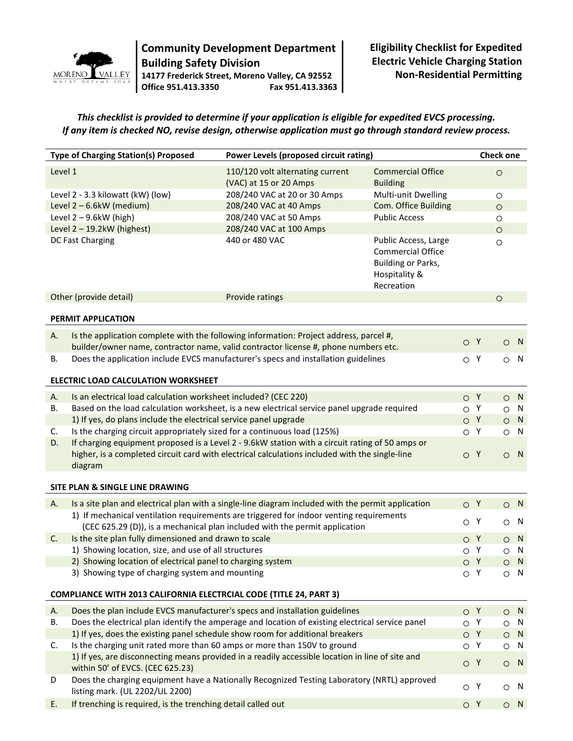**Community Development Department**
**Building Safety Division**
**14177 Frederick Street, Moreno Valley, CA 92552**
**Office 951.413.3350 Fax 951.413.3363**

# Eligibility Checklist for Expedited Electric Vehicle Charging Station Non-Residential Permitting

***This checklist is provided to determine if your application is eligible for expedited EVCS processing. If any item is checked NO, revise design, otherwise application must go through standard review process.***

| Type of Charging Station(s) Proposed | Power Levels (proposed circuit rating) | | Check one |
|---|---|---|---|
| Level 1 | 110/120 volt alternating current (VAC) at 15 or 20 Amps | Commercial Office Building | ○ |
| Level 2 - 3.3 kilowatt (kW) (low) | 208/240 VAC at 20 or 30 Amps | Multi-unit Dwelling | ○ |
| Level 2 – 6.6kW (medium) | 208/240 VAC at 40 Amps | Com. Office Building | ○ |
| Level 2 – 9.6kW (high) | 208/240 VAC at 50 Amps | Public Access | ○ |
| Level 2 – 19.2kW (highest) | 208/240 VAC at 100 Amps | | ○ |
| DC Fast Charging | 440 or 480 VAC | Public Access, Large Commercial Office Building or Parks, Hospitality & Recreation | ○ |
| Other (provide detail) | Provide ratings | | ○ |

**PERMIT APPLICATION**

| | | | |
|---|---|---|---|
| A. | Is the application complete with the following information: Project address, parcel #, builder/owner name, contractor name, valid contractor license #, phone numbers etc. | ○ Y | ○ N |
| B. | Does the application include EVCS manufacturer's specs and installation guidelines | ○ Y | ○ N |

**ELECTRIC LOAD CALCULATION WORKSHEET**

| | | | |
|---|---|---|---|
| A. | Is an electrical load calculation worksheet included? (CEC 220) | ○ Y | ○ N |
| B. | Based on the load calculation worksheet, is a new electrical service panel upgrade required | ○ Y | ○ N |
| | 1) If yes, do plans include the electrical service panel upgrade | ○ Y | ○ N |
| C. | Is the charging circuit appropriately sized for a continuous load (125%) | ○ Y | ○ N |
| D. | If charging equipment proposed is a Level 2 - 9.6kW station with a circuit rating of 50 amps or higher, is a completed circuit card with electrical calculations included with the single-line diagram | ○ Y | ○ N |

**SITE PLAN & SINGLE LINE DRAWING**

| | | | |
|---|---|---|---|
| A. | Is a site plan and electrical plan with a single-line diagram included with the permit application | ○ Y | ○ N |
| | 1) If mechanical ventilation requirements are triggered for indoor venting requirements (CEC 625.29 (D)), is a mechanical plan included with the permit application | ○ Y | ○ N |
| C. | Is the site plan fully dimensioned and drawn to scale | ○ Y | ○ N |
| | 1) Showing location, size, and use of all structures | ○ Y | ○ N |
| | 2) Showing location of electrical panel to charging system | ○ Y | ○ N |
| | 3) Showing type of charging system and mounting | ○ Y | ○ N |

**COMPLIANCE WITH 2013 CALIFORNIA ELECTRCIAL CODE (TITLE 24, PART 3)**

| | | | |
|---|---|---|---|
| A. | Does the plan include EVCS manufacturer's specs and installation guidelines | ○ Y | ○ N |
| B. | Does the electrical plan identify the amperage and location of existing electrical service panel | ○ Y | ○ N |
| | 1) If yes, does the existing panel schedule show room for additional breakers | ○ Y | ○ N |
| C. | Is the charging unit rated more than 60 amps or more than 150V to ground | ○ Y | ○ N |
| | 1) If yes, are disconnecting means provided in a readily accessible location in line of site and within 50' of EVCS. (CEC 625.23) | ○ Y | ○ N |
| D | Does the charging equipment have a Nationally Recognized Testing Laboratory (NRTL) approved listing mark. (UL 2202/UL 2200) | ○ Y | ○ N |
| E. | If trenching is required, is the trenching detail called out | ○ Y | ○ N |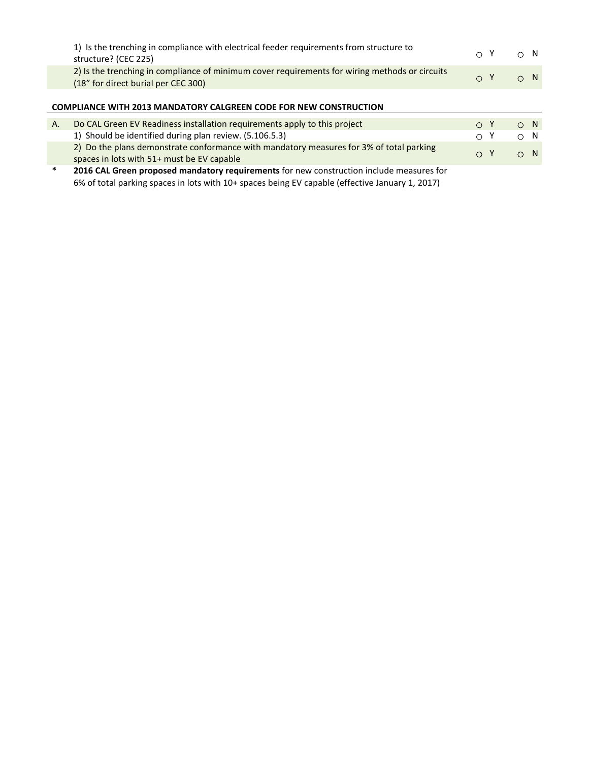| | | | |
|---|---|---|---|
| | 1) Is the trenching in compliance with electrical feeder requirements from structure to structure? (CEC 225) | ○ Y | ○ N |
| | 2) Is the trenching in compliance of minimum cover requirements for wiring methods or circuits (18" for direct burial per CEC 300) | ○ Y | ○ N |

**COMPLIANCE WITH 2013 MANDATORY CALGREEN CODE FOR NEW CONSTRUCTION**

| | | | |
|---|---|---|---|
| A. | Do CAL Green EV Readiness installation requirements apply to this project | ○ Y | ○ N |
| | 1) Should be identified during plan review. (5.106.5.3) | ○ Y | ○ N |
| | 2) Do the plans demonstrate conformance with mandatory measures for 3% of total parking spaces in lots with 51+ must be EV capable | ○ Y | ○ N |

\* **2016 CAL Green proposed mandatory requirements** for new construction include measures for 6% of total parking spaces in lots with 10+ spaces being EV capable (effective January 1, 2017)